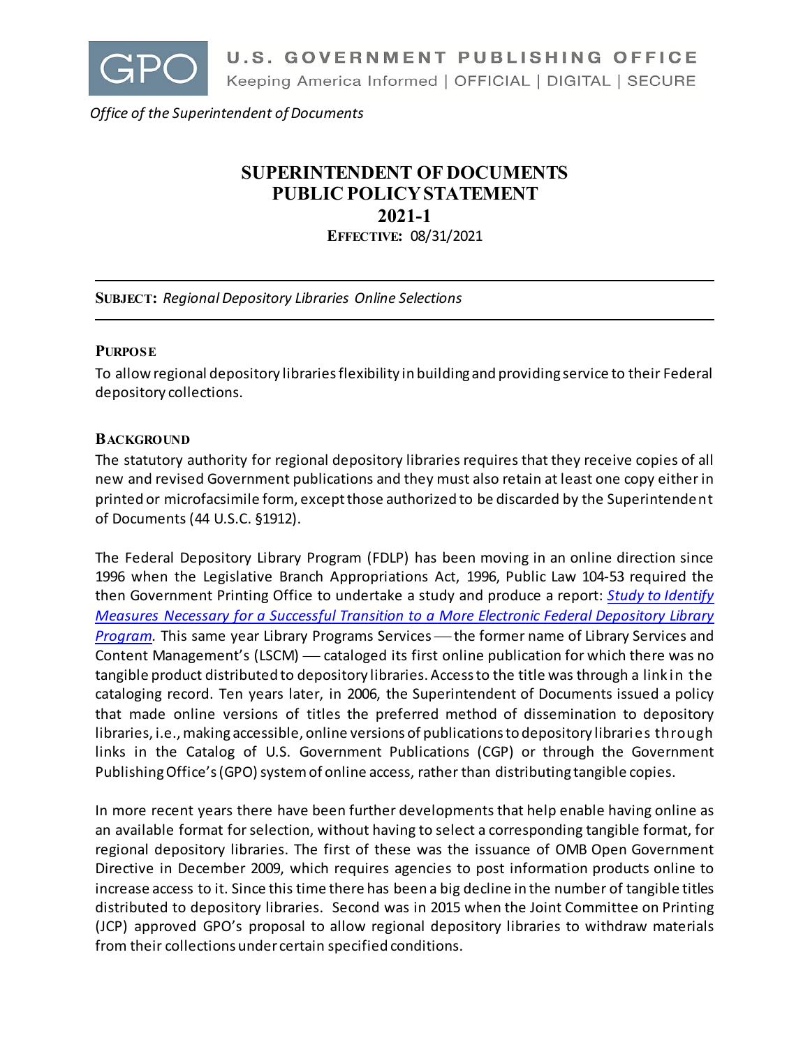U.S. GOVERNMENT PUBLISHING OFFICE
Keeping America Informed | OFFICIAL | DIGITAL | SECURE

*Office of the Superintendent of Documents*

# SUPERINTENDENT OF DOCUMENTS PUBLIC POLICY STATEMENT 2021-1

**EFFECTIVE:** 08/31/2021

---

**SUBJECT:** *Regional Depository Libraries Online Selections*

---

## PURPOSE

To allow regional depository libraries flexibility in building and providing service to their Federal depository collections.

## BACKGROUND

The statutory authority for regional depository libraries requires that they receive copies of all new and revised Government publications and they must also retain at least one copy either in printed or microfacsimile form, except those authorized to be discarded by the Superintendent of Documents (44 U.S.C. §1912).

The Federal Depository Library Program (FDLP) has been moving in an online direction since 1996 when the Legislative Branch Appropriations Act, 1996, Public Law 104-53 required the then Government Printing Office to undertake a study and produce a report: *Study to Identify Measures Necessary for a Successful Transition to a More Electronic Federal Depository Library Program*. This same year Library Programs Services — the former name of Library Services and Content Management's (LSCM) — cataloged its first online publication for which there was no tangible product distributed to depository libraries. Access to the title was through a link in the cataloging record. Ten years later, in 2006, the Superintendent of Documents issued a policy that made online versions of titles the preferred method of dissemination to depository libraries, i.e., making accessible, online versions of publications to depository libraries through links in the Catalog of U.S. Government Publications (CGP) or through the Government Publishing Office's (GPO) system of online access, rather than distributing tangible copies.

In more recent years there have been further developments that help enable having online as an available format for selection, without having to select a corresponding tangible format, for regional depository libraries. The first of these was the issuance of OMB Open Government Directive in December 2009, which requires agencies to post information products online to increase access to it. Since this time there has been a big decline in the number of tangible titles distributed to depository libraries. Second was in 2015 when the Joint Committee on Printing (JCP) approved GPO's proposal to allow regional depository libraries to withdraw materials from their collections under certain specified conditions.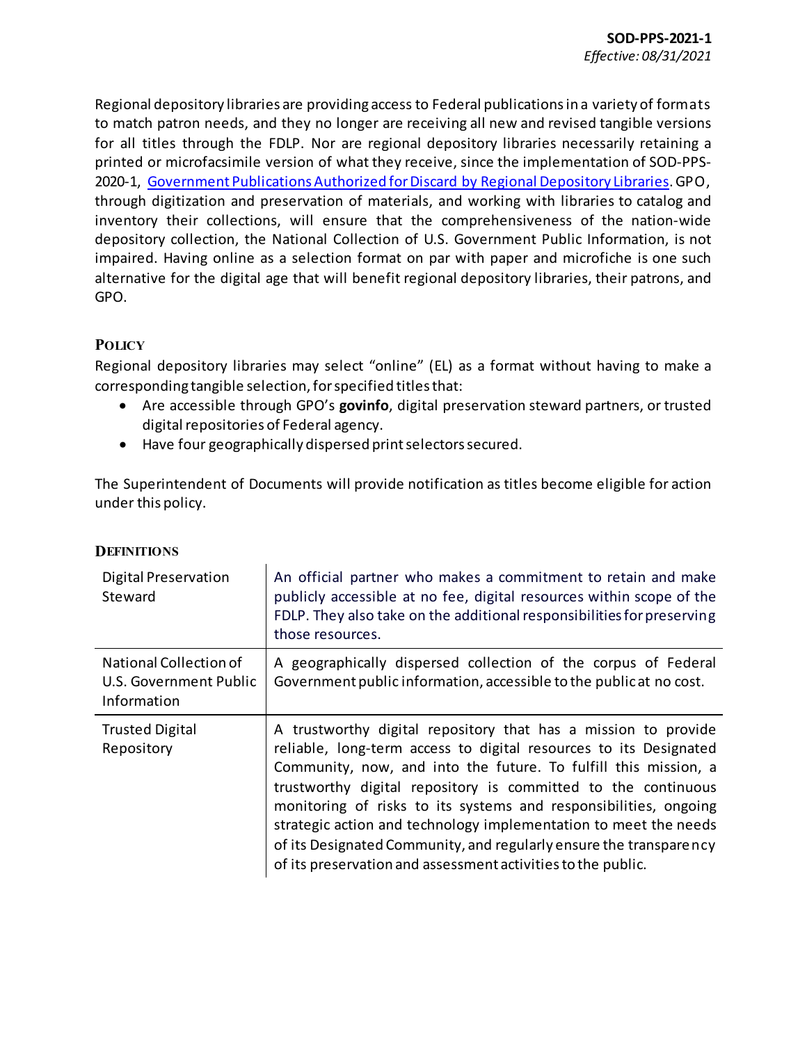Regional depository libraries are providing access to Federal publications in a variety of formats to match patron needs, and they no longer are receiving all new and revised tangible versions for all titles through the FDLP. Nor are regional depository libraries necessarily retaining a printed or microfacsimile version of what they receive, since the implementation of SOD-PPS-2020-1, [Government Publications Authorized for Discard by Regional Depository Libraries](). GPO, through digitization and preservation of materials, and working with libraries to catalog and inventory their collections, will ensure that the comprehensiveness of the nation-wide depository collection, the National Collection of U.S. Government Public Information, is not impaired. Having online as a selection format on par with paper and microfiche is one such alternative for the digital age that will benefit regional depository libraries, their patrons, and GPO.

## Policy

Regional depository libraries may select "online" (EL) as a format without having to make a corresponding tangible selection, for specified titles that:

- Are accessible through GPO's **govinfo**, digital preservation steward partners, or trusted digital repositories of Federal agency.
- Have four geographically dispersed print selectors secured.

The Superintendent of Documents will provide notification as titles become eligible for action under this policy.

## Definitions

| | |
|---|---|
| Digital Preservation Steward | An official partner who makes a commitment to retain and make publicly accessible at no fee, digital resources within scope of the FDLP. They also take on the additional responsibilities for preserving those resources. |
| National Collection of U.S. Government Public Information | A geographically dispersed collection of the corpus of Federal Government public information, accessible to the public at no cost. |
| Trusted Digital Repository | A trustworthy digital repository that has a mission to provide reliable, long-term access to digital resources to its Designated Community, now, and into the future. To fulfill this mission, a trustworthy digital repository is committed to the continuous monitoring of risks to its systems and responsibilities, ongoing strategic action and technology implementation to meet the needs of its Designated Community, and regularly ensure the transparency of its preservation and assessment activities to the public. |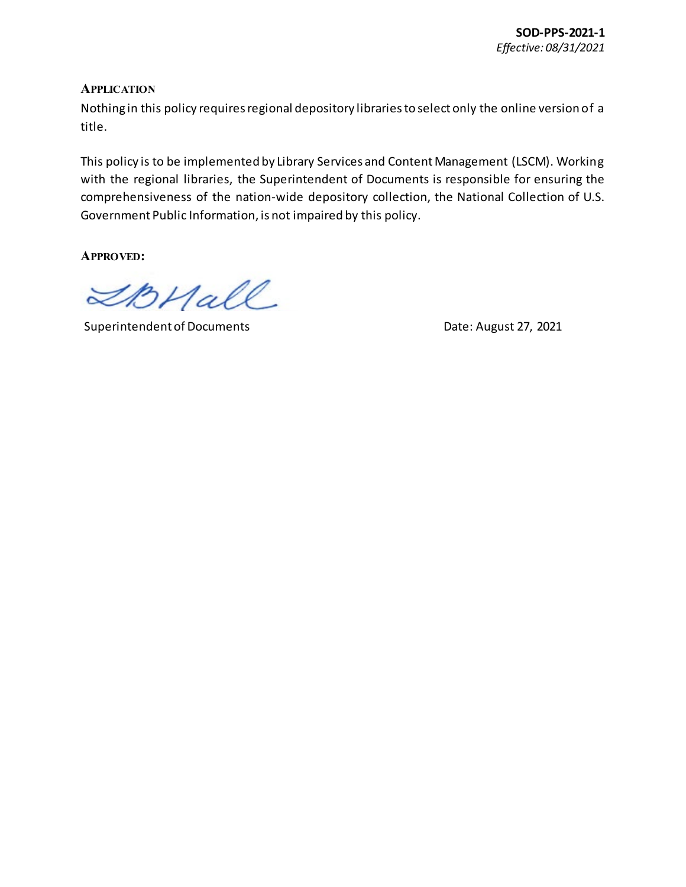**SOD-PPS-2021-1**
*Effective: 08/31/2021*

## APPLICATION

Nothing in this policy requires regional depository libraries to select only the online version of a title.

This policy is to be implemented by Library Services and Content Management (LSCM). Working with the regional libraries, the Superintendent of Documents is responsible for ensuring the comprehensiveness of the nation-wide depository collection, the National Collection of U.S. Government Public Information, is not impaired by this policy.

## APPROVED:

LBHall

Superintendent of Documents

Date: August 27, 2021